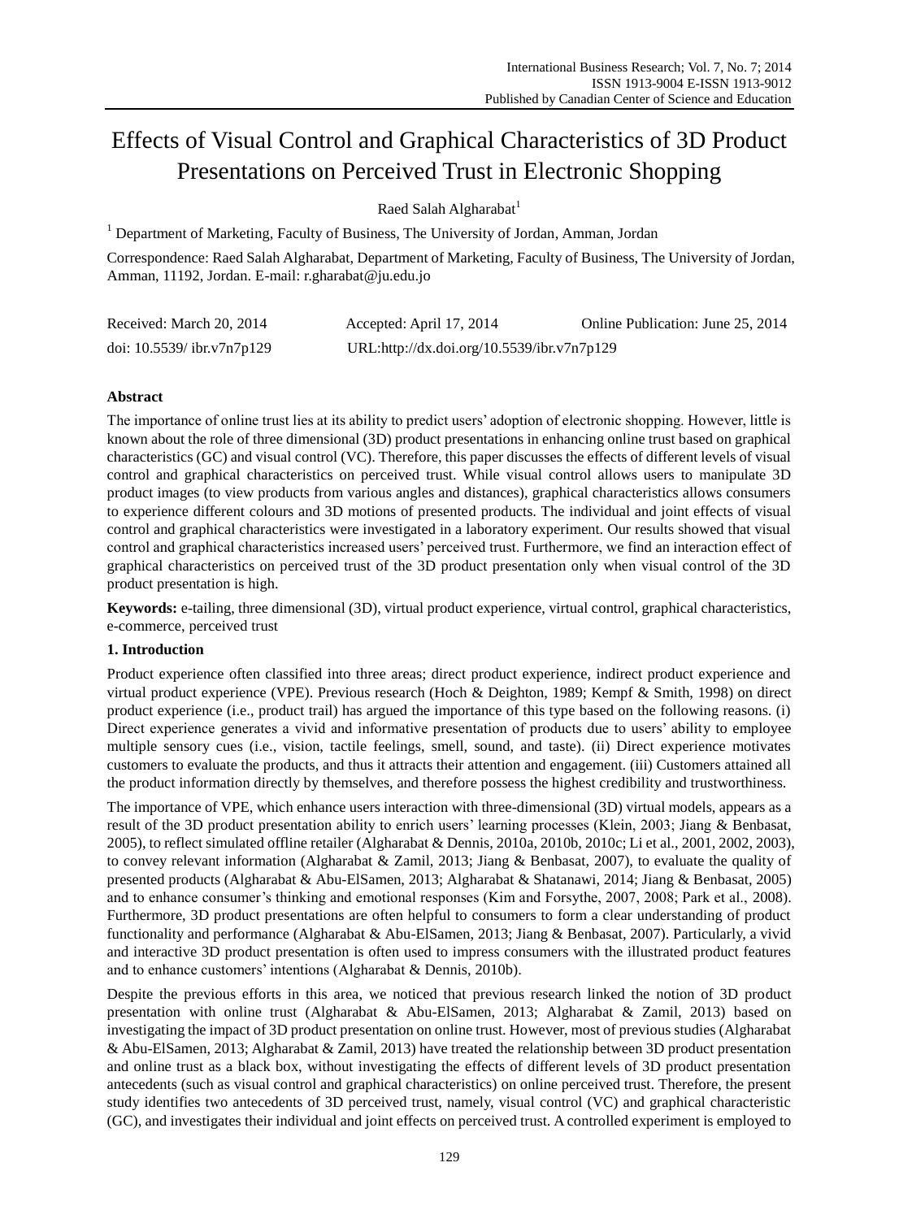# Effects of Visual Control and Graphical Characteristics of 3D Product Presentations on Perceived Trust in Electronic Shopping

Raed Salah Algharabat[1]

[1] Department of Marketing, Faculty of Business, The University of Jordan, Amman, Jordan

Correspondence: Raed Salah Algharabat, Department of Marketing, Faculty of Business, The University of Jordan, Amman, 11192, Jordan. E-mail: r.gharabat@ju.edu.jo

Received: March 20, 2014 Accepted: April 17, 2014 Online Publication: June 25, 2014

doi: 10.5539/ ibr.v7n7p129 URL:http://dx.doi.org/10.5539/ibr.v7n7p129

## Abstract

The importance of online trust lies at its ability to predict users' adoption of electronic shopping. However, little is known about the role of three dimensional (3D) product presentations in enhancing online trust based on graphical characteristics (GC) and visual control (VC). Therefore, this paper discusses the effects of different levels of visual control and graphical characteristics on perceived trust. While visual control allows users to manipulate 3D product images (to view products from various angles and distances), graphical characteristics allows consumers to experience different colours and 3D motions of presented products. The individual and joint effects of visual control and graphical characteristics were investigated in a laboratory experiment. Our results showed that visual control and graphical characteristics increased users' perceived trust. Furthermore, we find an interaction effect of graphical characteristics on perceived trust of the 3D product presentation only when visual control of the 3D product presentation is high.

**Keywords:** e-tailing, three dimensional (3D), virtual product experience, virtual control, graphical characteristics, e-commerce, perceived trust

## 1. Introduction

Product experience often classified into three areas; direct product experience, indirect product experience and virtual product experience (VPE). Previous research (Hoch & Deighton, 1989; Kempf & Smith, 1998) on direct product experience (i.e., product trail) has argued the importance of this type based on the following reasons. (i) Direct experience generates a vivid and informative presentation of products due to users' ability to employee multiple sensory cues (i.e., vision, tactile feelings, smell, sound, and taste). (ii) Direct experience motivates customers to evaluate the products, and thus it attracts their attention and engagement. (iii) Customers attained all the product information directly by themselves, and therefore possess the highest credibility and trustworthiness.

The importance of VPE, which enhance users interaction with three-dimensional (3D) virtual models, appears as a result of the 3D product presentation ability to enrich users' learning processes (Klein, 2003; Jiang & Benbasat, 2005), to reflect simulated offline retailer (Algharabat & Dennis, 2010a, 2010b, 2010c; Li et al., 2001, 2002, 2003), to convey relevant information (Algharabat & Zamil, 2013; Jiang & Benbasat, 2007), to evaluate the quality of presented products (Algharabat & Abu-ElSamen, 2013; Algharabat & Shatanawi, 2014; Jiang & Benbasat, 2005) and to enhance consumer's thinking and emotional responses (Kim and Forsythe, 2007, 2008; Park et al., 2008). Furthermore, 3D product presentations are often helpful to consumers to form a clear understanding of product functionality and performance (Algharabat & Abu-ElSamen, 2013; Jiang & Benbasat, 2007). Particularly, a vivid and interactive 3D product presentation is often used to impress consumers with the illustrated product features and to enhance customers' intentions (Algharabat & Dennis, 2010b).

Despite the previous efforts in this area, we noticed that previous research linked the notion of 3D product presentation with online trust (Algharabat & Abu-ElSamen, 2013; Algharabat & Zamil, 2013) based on investigating the impact of 3D product presentation on online trust. However, most of previous studies (Algharabat & Abu-ElSamen, 2013; Algharabat & Zamil, 2013) have treated the relationship between 3D product presentation and online trust as a black box, without investigating the effects of different levels of 3D product presentation antecedents (such as visual control and graphical characteristics) on online perceived trust. Therefore, the present study identifies two antecedents of 3D perceived trust, namely, visual control (VC) and graphical characteristic (GC), and investigates their individual and joint effects on perceived trust. A controlled experiment is employed to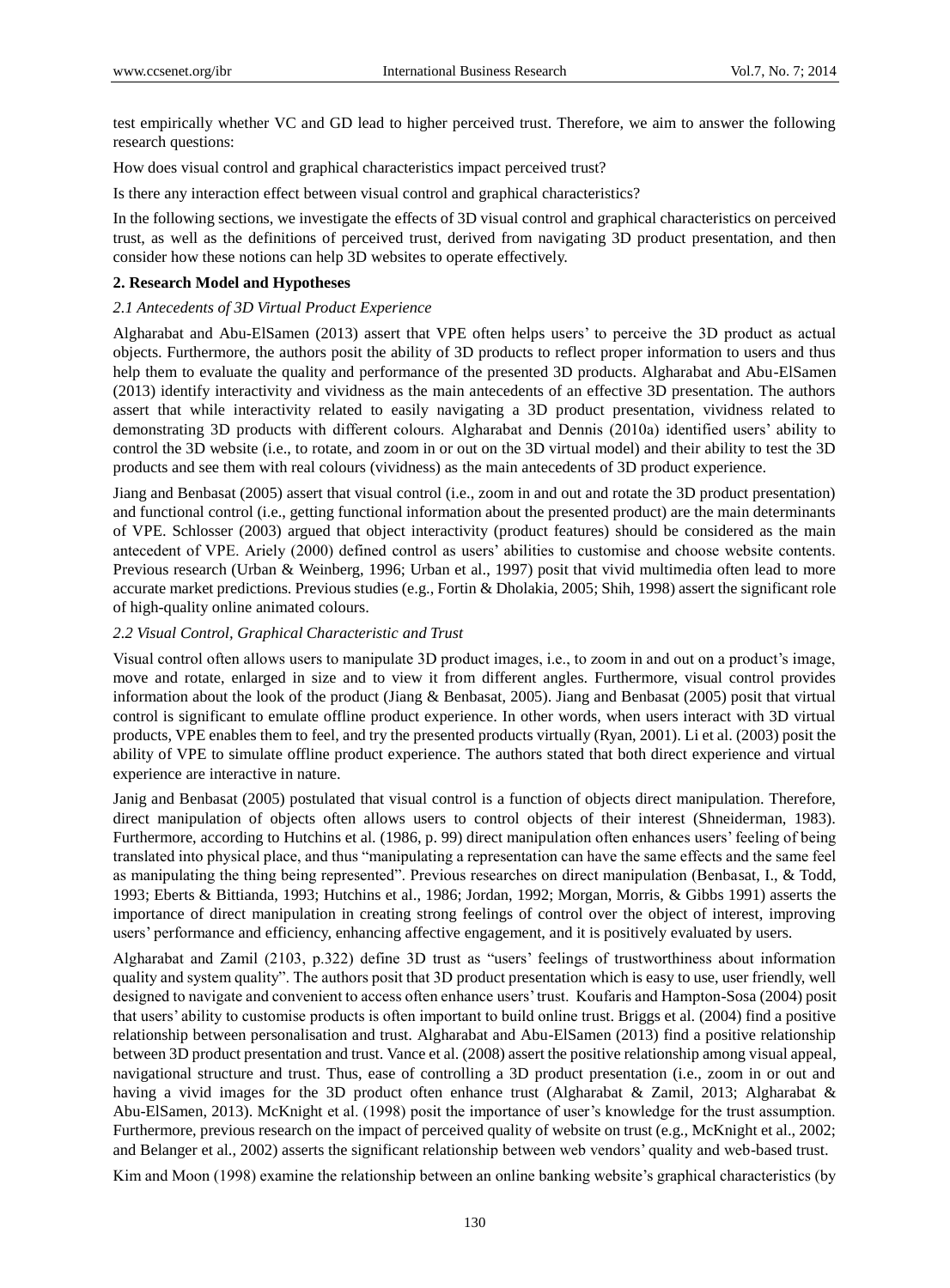test empirically whether VC and GD lead to higher perceived trust. Therefore, we aim to answer the following research questions:

How does visual control and graphical characteristics impact perceived trust?

Is there any interaction effect between visual control and graphical characteristics?

In the following sections, we investigate the effects of 3D visual control and graphical characteristics on perceived trust, as well as the definitions of perceived trust, derived from navigating 3D product presentation, and then consider how these notions can help 3D websites to operate effectively.

## 2. Research Model and Hypotheses

### *2.1 Antecedents of 3D Virtual Product Experience*

Algharabat and Abu-ElSamen (2013) assert that VPE often helps users' to perceive the 3D product as actual objects. Furthermore, the authors posit the ability of 3D products to reflect proper information to users and thus help them to evaluate the quality and performance of the presented 3D products. Algharabat and Abu-ElSamen (2013) identify interactivity and vividness as the main antecedents of an effective 3D presentation. The authors assert that while interactivity related to easily navigating a 3D product presentation, vividness related to demonstrating 3D products with different colours. Algharabat and Dennis (2010a) identified users' ability to control the 3D website (i.e., to rotate, and zoom in or out on the 3D virtual model) and their ability to test the 3D products and see them with real colours (vividness) as the main antecedents of 3D product experience.

Jiang and Benbasat (2005) assert that visual control (i.e., zoom in and out and rotate the 3D product presentation) and functional control (i.e., getting functional information about the presented product) are the main determinants of VPE. Schlosser (2003) argued that object interactivity (product features) should be considered as the main antecedent of VPE. Ariely (2000) defined control as users' abilities to customise and choose website contents. Previous research (Urban & Weinberg, 1996; Urban et al., 1997) posit that vivid multimedia often lead to more accurate market predictions. Previous studies (e.g., Fortin & Dholakia, 2005; Shih, 1998) assert the significant role of high-quality online animated colours.

### *2.2 Visual Control, Graphical Characteristic and Trust*

Visual control often allows users to manipulate 3D product images, i.e., to zoom in and out on a product's image, move and rotate, enlarged in size and to view it from different angles. Furthermore, visual control provides information about the look of the product (Jiang & Benbasat, 2005). Jiang and Benbasat (2005) posit that virtual control is significant to emulate offline product experience. In other words, when users interact with 3D virtual products, VPE enables them to feel, and try the presented products virtually (Ryan, 2001). Li et al. (2003) posit the ability of VPE to simulate offline product experience. The authors stated that both direct experience and virtual experience are interactive in nature.

Janig and Benbasat (2005) postulated that visual control is a function of objects direct manipulation. Therefore, direct manipulation of objects often allows users to control objects of their interest (Shneiderman, 1983). Furthermore, according to Hutchins et al. (1986, p. 99) direct manipulation often enhances users' feeling of being translated into physical place, and thus "manipulating a representation can have the same effects and the same feel as manipulating the thing being represented". Previous researches on direct manipulation (Benbasat, I., & Todd, 1993; Eberts & Bittianda, 1993; Hutchins et al., 1986; Jordan, 1992; Morgan, Morris, & Gibbs 1991) asserts the importance of direct manipulation in creating strong feelings of control over the object of interest, improving users' performance and efficiency, enhancing affective engagement, and it is positively evaluated by users.

Algharabat and Zamil (2103, p.322) define 3D trust as "users' feelings of trustworthiness about information quality and system quality". The authors posit that 3D product presentation which is easy to use, user friendly, well designed to navigate and convenient to access often enhance users' trust. Koufaris and Hampton-Sosa (2004) posit that users' ability to customise products is often important to build online trust. Briggs et al. (2004) find a positive relationship between personalisation and trust. Algharabat and Abu-ElSamen (2013) find a positive relationship between 3D product presentation and trust. Vance et al. (2008) assert the positive relationship among visual appeal, navigational structure and trust. Thus, ease of controlling a 3D product presentation (i.e., zoom in or out and having a vivid images for the 3D product often enhance trust (Algharabat & Zamil, 2013; Algharabat & Abu-ElSamen, 2013). McKnight et al. (1998) posit the importance of user's knowledge for the trust assumption. Furthermore, previous research on the impact of perceived quality of website on trust (e.g., McKnight et al., 2002; and Belanger et al., 2002) asserts the significant relationship between web vendors' quality and web-based trust.

Kim and Moon (1998) examine the relationship between an online banking website's graphical characteristics (by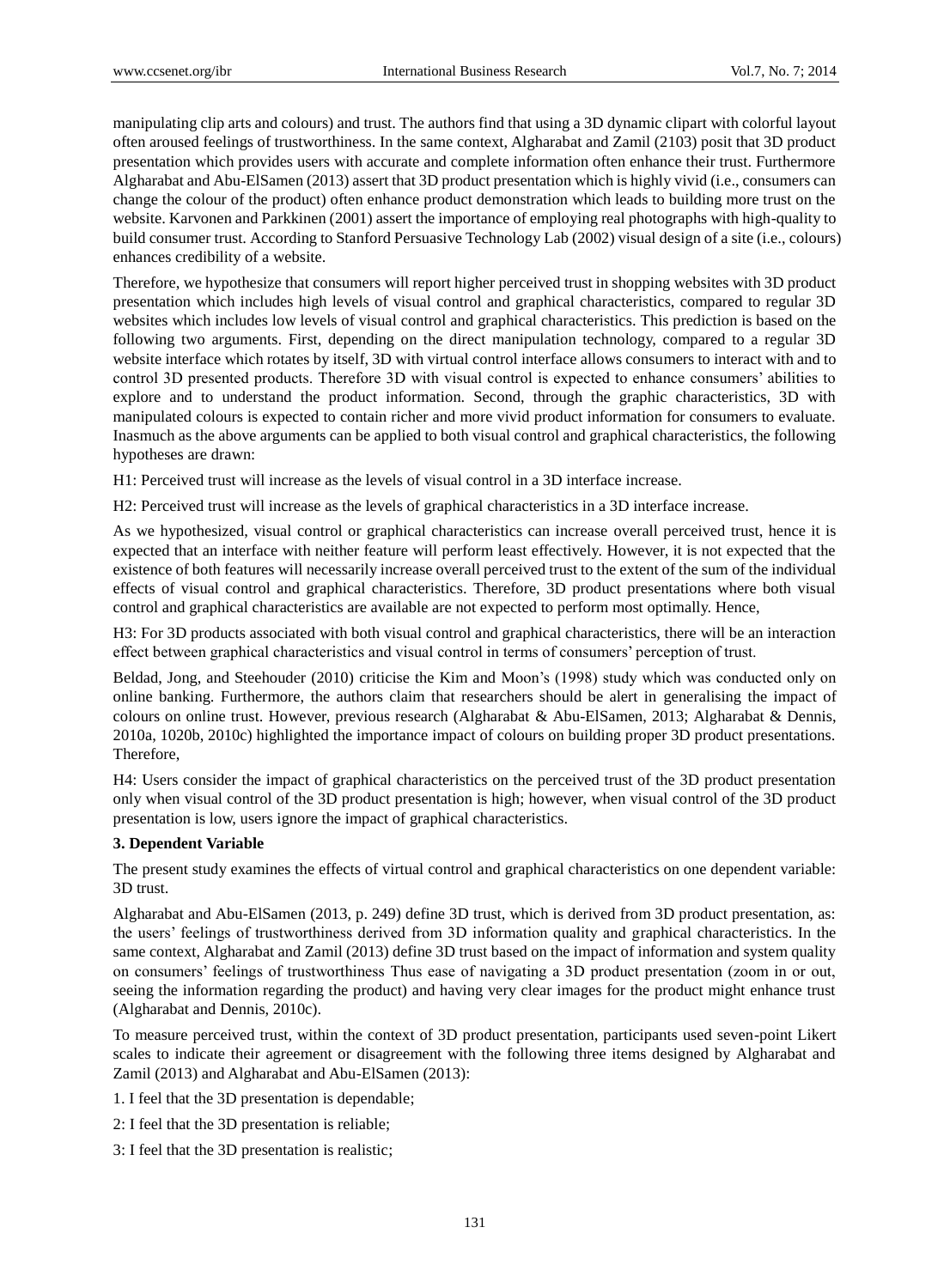manipulating clip arts and colours) and trust. The authors find that using a 3D dynamic clipart with colorful layout often aroused feelings of trustworthiness. In the same context, Algharabat and Zamil (2103) posit that 3D product presentation which provides users with accurate and complete information often enhance their trust. Furthermore Algharabat and Abu-ElSamen (2013) assert that 3D product presentation which is highly vivid (i.e., consumers can change the colour of the product) often enhance product demonstration which leads to building more trust on the website. Karvonen and Parkkinen (2001) assert the importance of employing real photographs with high-quality to build consumer trust. According to Stanford Persuasive Technology Lab (2002) visual design of a site (i.e., colours) enhances credibility of a website.

Therefore, we hypothesize that consumers will report higher perceived trust in shopping websites with 3D product presentation which includes high levels of visual control and graphical characteristics, compared to regular 3D websites which includes low levels of visual control and graphical characteristics. This prediction is based on the following two arguments. First, depending on the direct manipulation technology, compared to a regular 3D website interface which rotates by itself, 3D with virtual control interface allows consumers to interact with and to control 3D presented products. Therefore 3D with visual control is expected to enhance consumers' abilities to explore and to understand the product information. Second, through the graphic characteristics, 3D with manipulated colours is expected to contain richer and more vivid product information for consumers to evaluate. Inasmuch as the above arguments can be applied to both visual control and graphical characteristics, the following hypotheses are drawn:

H1: Perceived trust will increase as the levels of visual control in a 3D interface increase.

H2: Perceived trust will increase as the levels of graphical characteristics in a 3D interface increase.

As we hypothesized, visual control or graphical characteristics can increase overall perceived trust, hence it is expected that an interface with neither feature will perform least effectively. However, it is not expected that the existence of both features will necessarily increase overall perceived trust to the extent of the sum of the individual effects of visual control and graphical characteristics. Therefore, 3D product presentations where both visual control and graphical characteristics are available are not expected to perform most optimally. Hence,

H3: For 3D products associated with both visual control and graphical characteristics, there will be an interaction effect between graphical characteristics and visual control in terms of consumers' perception of trust.

Beldad, Jong, and Steehouder (2010) criticise the Kim and Moon's (1998) study which was conducted only on online banking. Furthermore, the authors claim that researchers should be alert in generalising the impact of colours on online trust. However, previous research (Algharabat & Abu-ElSamen, 2013; Algharabat & Dennis, 2010a, 1020b, 2010c) highlighted the importance impact of colours on building proper 3D product presentations. Therefore,

H4: Users consider the impact of graphical characteristics on the perceived trust of the 3D product presentation only when visual control of the 3D product presentation is high; however, when visual control of the 3D product presentation is low, users ignore the impact of graphical characteristics.

## 3. Dependent Variable

The present study examines the effects of virtual control and graphical characteristics on one dependent variable: 3D trust.

Algharabat and Abu-ElSamen (2013, p. 249) define 3D trust, which is derived from 3D product presentation, as: the users' feelings of trustworthiness derived from 3D information quality and graphical characteristics. In the same context, Algharabat and Zamil (2013) define 3D trust based on the impact of information and system quality on consumers' feelings of trustworthiness Thus ease of navigating a 3D product presentation (zoom in or out, seeing the information regarding the product) and having very clear images for the product might enhance trust (Algharabat and Dennis, 2010c).

To measure perceived trust, within the context of 3D product presentation, participants used seven-point Likert scales to indicate their agreement or disagreement with the following three items designed by Algharabat and Zamil (2013) and Algharabat and Abu-ElSamen (2013):

1. I feel that the 3D presentation is dependable;

2: I feel that the 3D presentation is reliable;

3: I feel that the 3D presentation is realistic;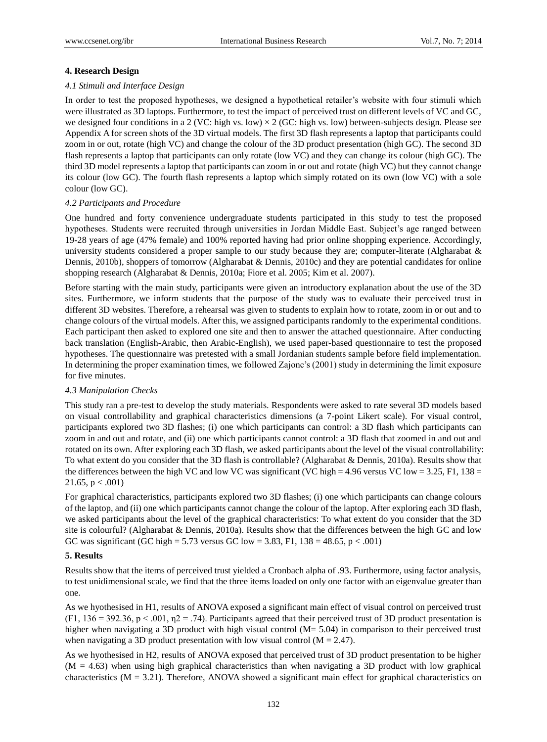## 4. Research Design

### *4.1 Stimuli and Interface Design*

In order to test the proposed hypotheses, we designed a hypothetical retailer's website with four stimuli which were illustrated as 3D laptops. Furthermore, to test the impact of perceived trust on different levels of VC and GC, we designed four conditions in a 2 (VC: high vs. low) × 2 (GC: high vs. low) between-subjects design. Please see Appendix A for screen shots of the 3D virtual models. The first 3D flash represents a laptop that participants could zoom in or out, rotate (high VC) and change the colour of the 3D product presentation (high GC). The second 3D flash represents a laptop that participants can only rotate (low VC) and they can change its colour (high GC). The third 3D model represents a laptop that participants can zoom in or out and rotate (high VC) but they cannot change its colour (low GC). The fourth flash represents a laptop which simply rotated on its own (low VC) with a sole colour (low GC).

### *4.2 Participants and Procedure*

One hundred and forty convenience undergraduate students participated in this study to test the proposed hypotheses. Students were recruited through universities in Jordan Middle East. Subject's age ranged between 19-28 years of age (47% female) and 100% reported having had prior online shopping experience. Accordingly, university students considered a proper sample to our study because they are; computer-literate (Algharabat & Dennis, 2010b), shoppers of tomorrow (Algharabat & Dennis, 2010c) and they are potential candidates for online shopping research (Algharabat & Dennis, 2010a; Fiore et al. 2005; Kim et al. 2007).

Before starting with the main study, participants were given an introductory explanation about the use of the 3D sites. Furthermore, we inform students that the purpose of the study was to evaluate their perceived trust in different 3D websites. Therefore, a rehearsal was given to students to explain how to rotate, zoom in or out and to change colours of the virtual models. After this, we assigned participants randomly to the experimental conditions. Each participant then asked to explored one site and then to answer the attached questionnaire. After conducting back translation (English-Arabic, then Arabic-English), we used paper-based questionnaire to test the proposed hypotheses. The questionnaire was pretested with a small Jordanian students sample before field implementation. In determining the proper examination times, we followed Zajonc's (2001) study in determining the limit exposure for five minutes.

### *4.3 Manipulation Checks*

This study ran a pre-test to develop the study materials. Respondents were asked to rate several 3D models based on visual controllability and graphical characteristics dimensions (a 7-point Likert scale). For visual control, participants explored two 3D flashes; (i) one which participants can control: a 3D flash which participants can zoom in and out and rotate, and (ii) one which participants cannot control: a 3D flash that zoomed in and out and rotated on its own. After exploring each 3D flash, we asked participants about the level of the visual controllability: To what extent do you consider that the 3D flash is controllable? (Algharabat & Dennis, 2010a). Results show that the differences between the high VC and low VC was significant (VC high = 4.96 versus VC low = 3.25, $F_{1, 138} = 21.65$, $p < .001$)

For graphical characteristics, participants explored two 3D flashes; (i) one which participants can change colours of the laptop, and (ii) one which participants cannot change the colour of the laptop. After exploring each 3D flash, we asked participants about the level of the graphical characteristics: To what extent do you consider that the 3D site is colourful? (Algharabat & Dennis, 2010a). Results show that the differences between the high GC and low GC was significant (GC high = 5.73 versus GC low = 3.83, $F_{1, 138} = 48.65$, $p < .001$)

## 5. Results

Results show that the items of perceived trust yielded a Cronbach alpha of .93. Furthermore, using factor analysis, to test unidimensional scale, we find that the three items loaded on only one factor with an eigenvalue greater than one.

As we hyothesised in H1, results of ANOVA exposed a significant main effect of visual control on perceived trust ($F_{1, 136} = 392.36$, $p < .001$, $\eta^2 = .74$). Participants agreed that their perceived trust of 3D product presentation is higher when navigating a 3D product with high visual control (M= 5.04) in comparison to their perceived trust when navigating a 3D product presentation with low visual control (M = 2.47).

As we hyothesised in H2, results of ANOVA exposed that perceived trust of 3D product presentation to be higher (M = 4.63) when using high graphical characteristics than when navigating a 3D product with low graphical characteristics (M = 3.21). Therefore, ANOVA showed a significant main effect for graphical characteristics on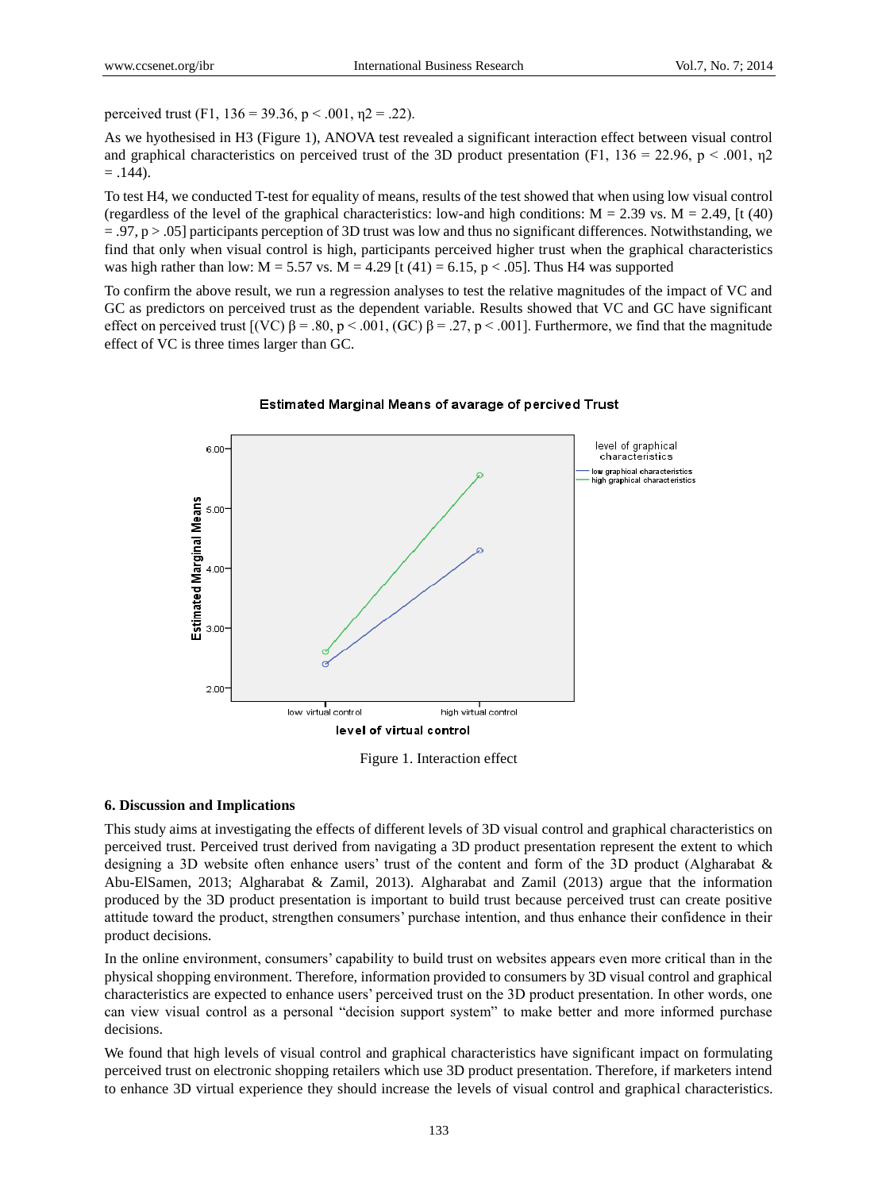perceived trust ($F_{1, 136} = 39.36$, $p < .001$, $\eta^2 = .22$).

As we hypothesised in H3 (Figure 1), ANOVA test revealed a significant interaction effect between visual control and graphical characteristics on perceived trust of the 3D product presentation ($F_{1, 136} = 22.96$, $p < .001$, $\eta^2 = .144$).

To test H4, we conducted T-test for equality of means, results of the test showed that when using low visual control (regardless of the level of the graphical characteristics: low-and high conditions: M = 2.39 vs. M = 2.49, [t (40) = .97, p > .05] participants perception of 3D trust was low and thus no significant differences. Notwithstanding, we find that only when visual control is high, participants perceived higher trust when the graphical characteristics was high rather than low: M = 5.57 vs. M = 4.29 [t (41) = 6.15, p < .05]. Thus H4 was supported

To confirm the above result, we run a regression analyses to test the relative magnitudes of the impact of VC and GC as predictors on perceived trust as the dependent variable. Results showed that VC and GC have significant effect on perceived trust [(VC) $\beta = .80$, $p < .001$, (GC) $\beta = .27$, $p < .001$]. Furthermore, we find that the magnitude effect of VC is three times larger than GC.

Figure 1. Interaction effect

### 6. Discussion and Implications

This study aims at investigating the effects of different levels of 3D visual control and graphical characteristics on perceived trust. Perceived trust derived from navigating a 3D product presentation represent the extent to which designing a 3D website often enhance users' trust of the content and form of the 3D product (Algharabat & Abu-ElSamen, 2013; Algharabat & Zamil, 2013). Algharabat and Zamil (2013) argue that the information produced by the 3D product presentation is important to build trust because perceived trust can create positive attitude toward the product, strengthen consumers' purchase intention, and thus enhance their confidence in their product decisions.

In the online environment, consumers' capability to build trust on websites appears even more critical than in the physical shopping environment. Therefore, information provided to consumers by 3D visual control and graphical characteristics are expected to enhance users' perceived trust on the 3D product presentation. In other words, one can view visual control as a personal "decision support system" to make better and more informed purchase decisions.

We found that high levels of visual control and graphical characteristics have significant impact on formulating perceived trust on electronic shopping retailers which use 3D product presentation. Therefore, if marketers intend to enhance 3D virtual experience they should increase the levels of visual control and graphical characteristics.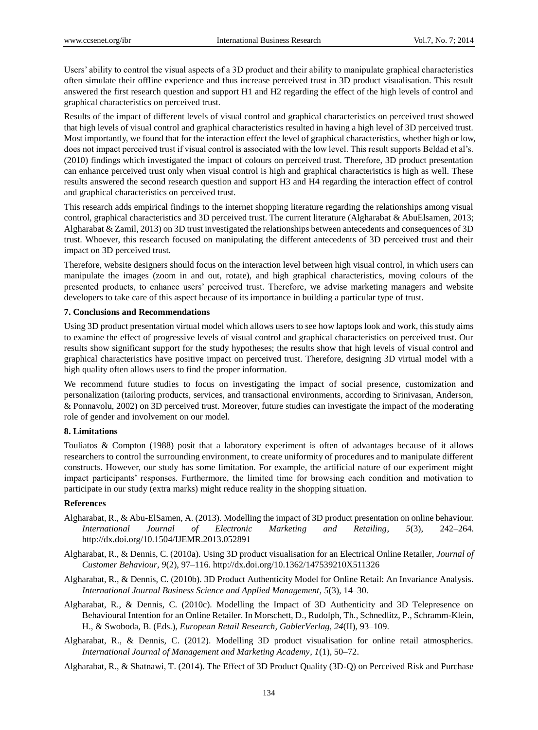Users' ability to control the visual aspects of a 3D product and their ability to manipulate graphical characteristics often simulate their offline experience and thus increase perceived trust in 3D product visualisation. This result answered the first research question and support H1 and H2 regarding the effect of the high levels of control and graphical characteristics on perceived trust.

Results of the impact of different levels of visual control and graphical characteristics on perceived trust showed that high levels of visual control and graphical characteristics resulted in having a high level of 3D perceived trust. Most importantly, we found that for the interaction effect the level of graphical characteristics, whether high or low, does not impact perceived trust if visual control is associated with the low level. This result supports Beldad et al's. (2010) findings which investigated the impact of colours on perceived trust. Therefore, 3D product presentation can enhance perceived trust only when visual control is high and graphical characteristics is high as well. These results answered the second research question and support H3 and H4 regarding the interaction effect of control and graphical characteristics on perceived trust.

This research adds empirical findings to the internet shopping literature regarding the relationships among visual control, graphical characteristics and 3D perceived trust. The current literature (Algharabat & AbuElsamen, 2013; Algharabat & Zamil, 2013) on 3D trust investigated the relationships between antecedents and consequences of 3D trust. Whoever, this research focused on manipulating the different antecedents of 3D perceived trust and their impact on 3D perceived trust.

Therefore, website designers should focus on the interaction level between high visual control, in which users can manipulate the images (zoom in and out, rotate), and high graphical characteristics, moving colours of the presented products, to enhance users' perceived trust. Therefore, we advise marketing managers and website developers to take care of this aspect because of its importance in building a particular type of trust.

## 7. Conclusions and Recommendations

Using 3D product presentation virtual model which allows users to see how laptops look and work, this study aims to examine the effect of progressive levels of visual control and graphical characteristics on perceived trust. Our results show significant support for the study hypotheses; the results show that high levels of visual control and graphical characteristics have positive impact on perceived trust. Therefore, designing 3D virtual model with a high quality often allows users to find the proper information.

We recommend future studies to focus on investigating the impact of social presence, customization and personalization (tailoring products, services, and transactional environments, according to Srinivasan, Anderson, & Ponnavolu, 2002) on 3D perceived trust. Moreover, future studies can investigate the impact of the moderating role of gender and involvement on our model.

## 8. Limitations

Touliatos & Compton (1988) posit that a laboratory experiment is often of advantages because of it allows researchers to control the surrounding environment, to create uniformity of procedures and to manipulate different constructs. However, our study has some limitation. For example, the artificial nature of our experiment might impact participants' responses. Furthermore, the limited time for browsing each condition and motivation to participate in our study (extra marks) might reduce reality in the shopping situation.

## References

Algharabat, R., & Abu-ElSamen, A. (2013). Modelling the impact of 3D product presentation on online behaviour. *International Journal of Electronic Marketing and Retailing*, *5*(3), 242–264. http://dx.doi.org/10.1504/IJEMR.2013.052891

Algharabat, R., & Dennis, C. (2010a). Using 3D product visualisation for an Electrical Online Retailer, *Journal of Customer Behaviour*, *9*(2), 97–116. http://dx.doi.org/10.1362/147539210X511326

Algharabat, R., & Dennis, C. (2010b). 3D Product Authenticity Model for Online Retail: An Invariance Analysis. *International Journal Business Science and Applied Management*, *5*(3), 14–30.

Algharabat, R., & Dennis, C. (2010c). Modelling the Impact of 3D Authenticity and 3D Telepresence on Behavioural Intention for an Online Retailer. In Morschett, D., Rudolph, Th., Schnedlitz, P., Schramm-Klein, H., & Swoboda, B. (Eds.), *European Retail Research, GablerVerlag, 24*(II), 93–109.

Algharabat, R., & Dennis, C. (2012). Modelling 3D product visualisation for online retail atmospherics. *International Journal of Management and Marketing Academy*, *1*(1), 50–72.

Algharabat, R., & Shatnawi, T. (2014). The Effect of 3D Product Quality (3D-Q) on Perceived Risk and Purchase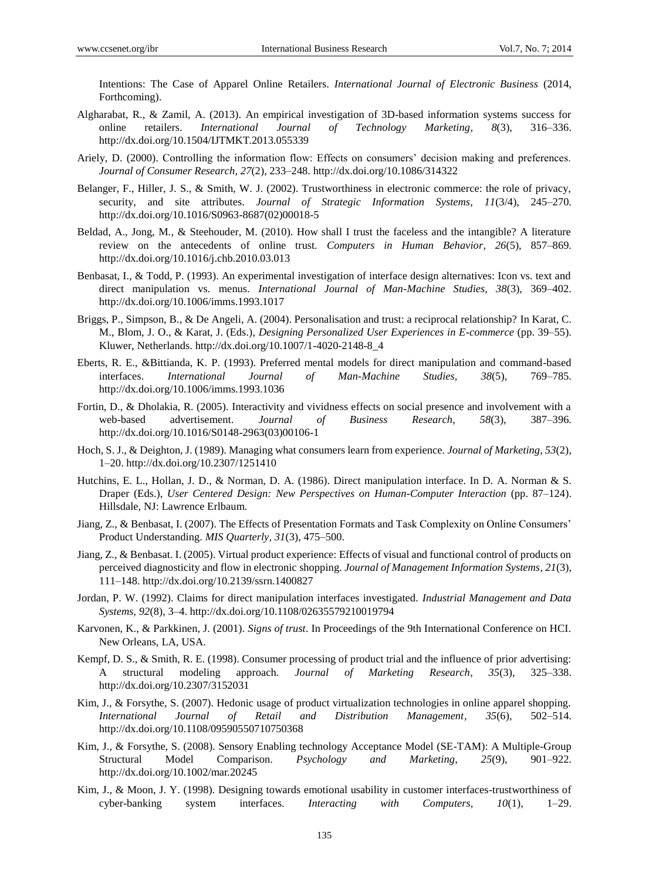Intentions: The Case of Apparel Online Retailers. *International Journal of Electronic Business* (2014, Forthcoming).

Algharabat, R., & Zamil, A. (2013). An empirical investigation of 3D-based information systems success for online retailers. *International Journal of Technology Marketing, 8*(3), 316–336. http://dx.doi.org/10.1504/IJTMKT.2013.055339

Ariely, D. (2000). Controlling the information flow: Effects on consumers' decision making and preferences. *Journal of Consumer Research, 27*(2), 233–248. http://dx.doi.org/10.1086/314322

Belanger, F., Hiller, J. S., & Smith, W. J. (2002). Trustworthiness in electronic commerce: the role of privacy, security, and site attributes. *Journal of Strategic Information Systems, 11*(3/4), 245–270. http://dx.doi.org/10.1016/S0963-8687(02)00018-5

Beldad, A., Jong, M., & Steehouder, M. (2010). How shall I trust the faceless and the intangible? A literature review on the antecedents of online trust. *Computers in Human Behavior, 26*(5), 857–869. http://dx.doi.org/10.1016/j.chb.2010.03.013

Benbasat, I., & Todd, P. (1993). An experimental investigation of interface design alternatives: Icon vs. text and direct manipulation vs. menus. *International Journal of Man-Machine Studies, 38*(3), 369–402. http://dx.doi.org/10.1006/imms.1993.1017

Briggs, P., Simpson, B., & De Angeli, A. (2004). Personalisation and trust: a reciprocal relationship? In Karat, C. M., Blom, J. O., & Karat, J. (Eds.), *Designing Personalized User Experiences in E-commerce* (pp. 39–55). Kluwer, Netherlands. http://dx.doi.org/10.1007/1-4020-2148-8_4

Eberts, R. E., &Bittianda, K. P. (1993). Preferred mental models for direct manipulation and command-based interfaces. *International Journal of Man-Machine Studies, 38*(5), 769–785. http://dx.doi.org/10.1006/imms.1993.1036

Fortin, D., & Dholakia, R. (2005). Interactivity and vividness effects on social presence and involvement with a web-based advertisement. *Journal of Business Research, 58*(3), 387–396. http://dx.doi.org/10.1016/S0148-2963(03)00106-1

Hoch, S. J., & Deighton, J. (1989). Managing what consumers learn from experience. *Journal of Marketing, 53*(2), 1–20. http://dx.doi.org/10.2307/1251410

Hutchins, E. L., Hollan, J. D., & Norman, D. A. (1986). Direct manipulation interface. In D. A. Norman & S. Draper (Eds.), *User Centered Design: New Perspectives on Human-Computer Interaction* (pp. 87–124). Hillsdale, NJ: Lawrence Erlbaum.

Jiang, Z., & Benbasat, I. (2007). The Effects of Presentation Formats and Task Complexity on Online Consumers' Product Understanding. *MIS Quarterly, 31*(3), 475–500.

Jiang, Z., & Benbasat. I. (2005). Virtual product experience: Effects of visual and functional control of products on perceived diagnosticity and flow in electronic shopping. *Journal of Management Information Systems, 21*(3), 111–148. http://dx.doi.org/10.2139/ssrn.1400827

Jordan, P. W. (1992). Claims for direct manipulation interfaces investigated. *Industrial Management and Data Systems, 92*(8), 3–4. http://dx.doi.org/10.1108/02635579210019794

Karvonen, K., & Parkkinen, J. (2001). *Signs of trust*. In Proceedings of the 9th International Conference on HCI. New Orleans, LA, USA.

Kempf, D. S., & Smith, R. E. (1998). Consumer processing of product trial and the influence of prior advertising: A structural modeling approach. *Journal of Marketing Research, 35*(3), 325–338. http://dx.doi.org/10.2307/3152031

Kim, J., & Forsythe, S. (2007). Hedonic usage of product virtualization technologies in online apparel shopping. *International Journal of Retail and Distribution Management, 35*(6), 502–514. http://dx.doi.org/10.1108/09590550710750368

Kim, J., & Forsythe, S. (2008). Sensory Enabling technology Acceptance Model (SE-TAM): A Multiple-Group Structural Model Comparison. *Psychology and Marketing, 25*(9), 901–922. http://dx.doi.org/10.1002/mar.20245

Kim, J., & Moon, J. Y. (1998). Designing towards emotional usability in customer interfaces-trustworthiness of cyber-banking system interfaces. *Interacting with Computers, 10*(1), 1–29.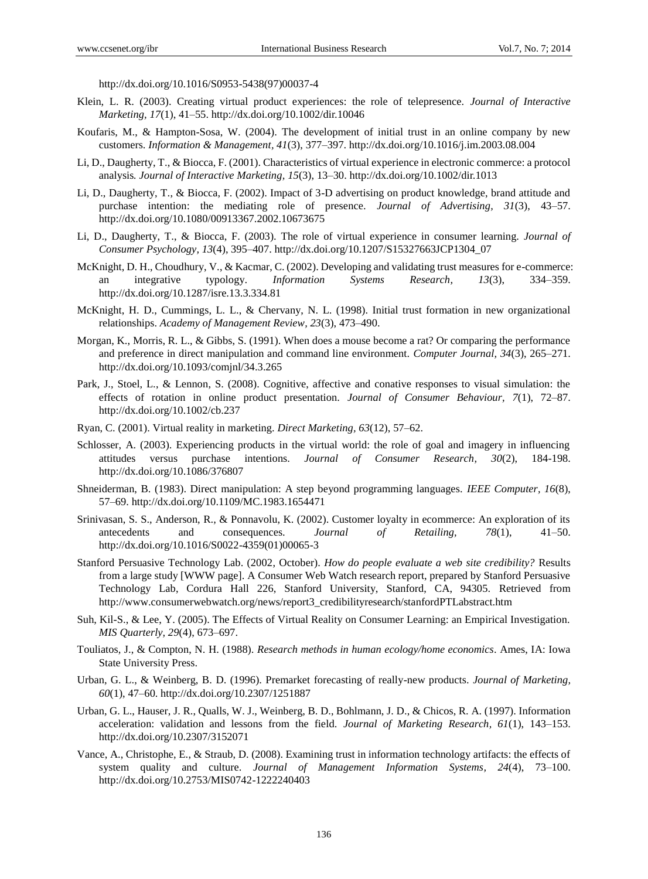http://dx.doi.org/10.1016/S0953-5438(97)00037-4

Klein, L. R. (2003). Creating virtual product experiences: the role of telepresence. *Journal of Interactive Marketing, 17*(1), 41–55. http://dx.doi.org/10.1002/dir.10046

Koufaris, M., & Hampton-Sosa, W. (2004). The development of initial trust in an online company by new customers. *Information & Management, 41*(3), 377–397. http://dx.doi.org/10.1016/j.im.2003.08.004

Li, D., Daugherty, T., & Biocca, F. (2001). Characteristics of virtual experience in electronic commerce: a protocol analysis*. Journal of Interactive Marketing, 15*(3), 13–30. http://dx.doi.org/10.1002/dir.1013

Li, D., Daugherty, T., & Biocca, F. (2002). Impact of 3-D advertising on product knowledge, brand attitude and purchase intention: the mediating role of presence. *Journal of Advertising, 31*(3), 43–57. http://dx.doi.org/10.1080/00913367.2002.10673675

Li, D., Daugherty, T., & Biocca, F. (2003). The role of virtual experience in consumer learning. *Journal of Consumer Psychology, 13*(4), 395–407. http://dx.doi.org/10.1207/S15327663JCP1304_07

McKnight, D. H., Choudhury, V., & Kacmar, C. (2002). Developing and validating trust measures for e-commerce: an integrative typology. *Information Systems Research, 13*(3), 334–359. http://dx.doi.org/10.1287/isre.13.3.334.81

McKnight, H. D., Cummings, L. L., & Chervany, N. L. (1998). Initial trust formation in new organizational relationships. *Academy of Management Review, 23*(3), 473–490.

Morgan, K., Morris, R. L., & Gibbs, S. (1991). When does a mouse become a rat? Or comparing the performance and preference in direct manipulation and command line environment. *Computer Journal, 34*(3), 265–271. http://dx.doi.org/10.1093/comjnl/34.3.265

Park, J., Stoel, L., & Lennon, S. (2008). Cognitive, affective and conative responses to visual simulation: the effects of rotation in online product presentation. *Journal of Consumer Behaviour, 7*(1), 72–87. http://dx.doi.org/10.1002/cb.237

Ryan, C. (2001). Virtual reality in marketing. *Direct Marketing, 63*(12), 57–62.

Schlosser, A. (2003). Experiencing products in the virtual world: the role of goal and imagery in influencing attitudes versus purchase intentions. *Journal of Consumer Research, 30*(2), 184-198. http://dx.doi.org/10.1086/376807

Shneiderman, B. (1983). Direct manipulation: A step beyond programming languages. *IEEE Computer, 16*(8), 57–69. http://dx.doi.org/10.1109/MC.1983.1654471

Srinivasan, S. S., Anderson, R., & Ponnavolu, K. (2002). Customer loyalty in ecommerce: An exploration of its antecedents and consequences. *Journal of Retailing, 78*(1), 41–50. http://dx.doi.org/10.1016/S0022-4359(01)00065-3

Stanford Persuasive Technology Lab. (2002, October). *How do people evaluate a web site credibility?* Results from a large study [WWW page]. A Consumer Web Watch research report, prepared by Stanford Persuasive Technology Lab, Cordura Hall 226, Stanford University, Stanford, CA, 94305. Retrieved from http://www.consumerwebwatch.org/news/report3_credibilityresearch/stanfordPTLabstract.htm

Suh, Kil-S., & Lee, Y. (2005). The Effects of Virtual Reality on Consumer Learning: an Empirical Investigation. *MIS Quarterly, 29*(4), 673–697.

Touliatos, J., & Compton, N. H. (1988). *Research methods in human ecology/home economics*. Ames, IA: Iowa State University Press.

Urban, G. L., & Weinberg, B. D. (1996). Premarket forecasting of really-new products. *Journal of Marketing, 60*(1), 47–60. http://dx.doi.org/10.2307/1251887

Urban, G. L., Hauser, J. R., Qualls, W. J., Weinberg, B. D., Bohlmann, J. D., & Chicos, R. A. (1997). Information acceleration: validation and lessons from the field. *Journal of Marketing Research, 61*(1), 143–153. http://dx.doi.org/10.2307/3152071

Vance, A., Christophe, E., & Straub, D. (2008). Examining trust in information technology artifacts: the effects of system quality and culture. *Journal of Management Information Systems, 24*(4), 73–100. http://dx.doi.org/10.2753/MIS0742-1222240403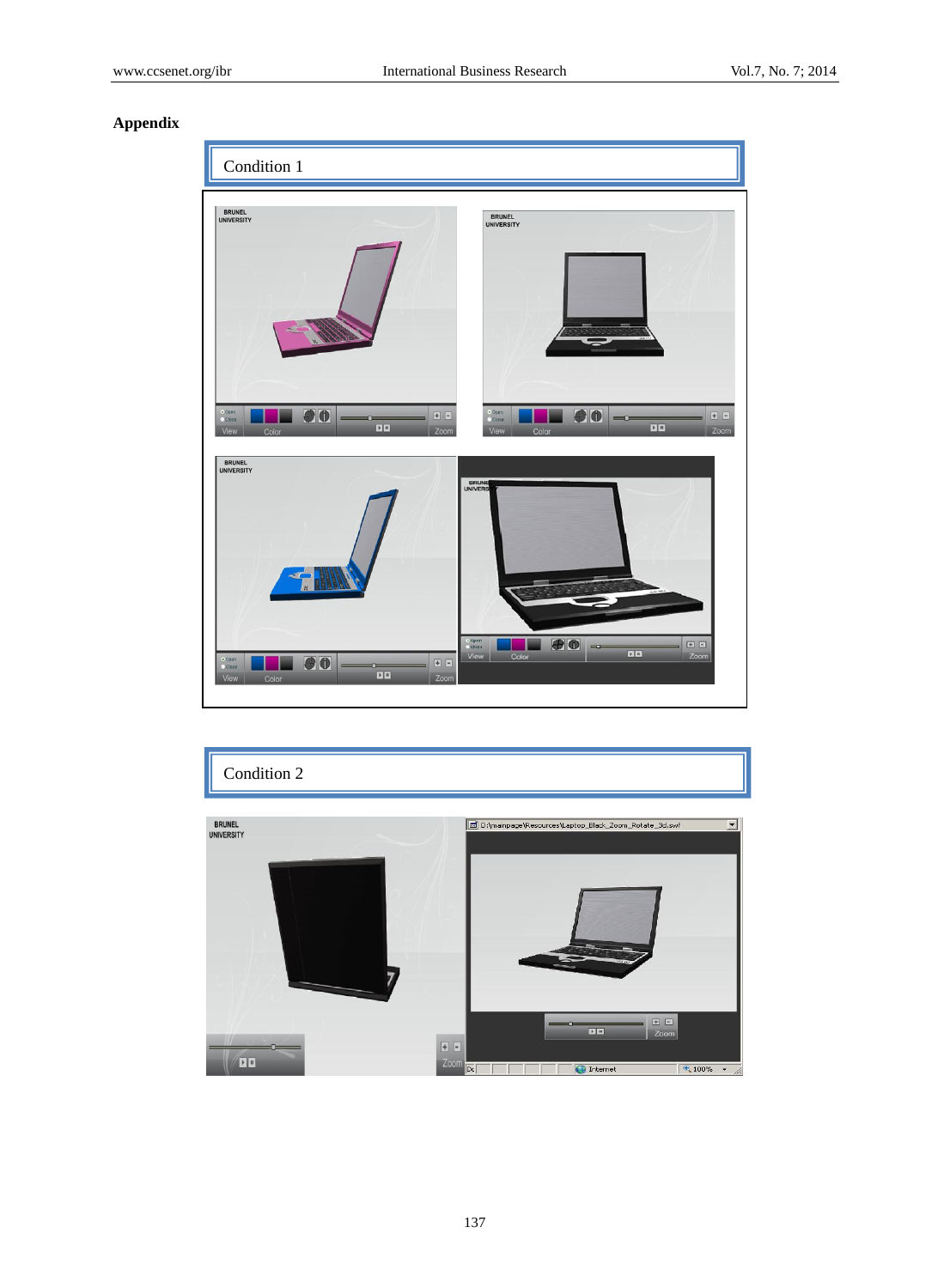## Appendix

Condition 1

Condition 2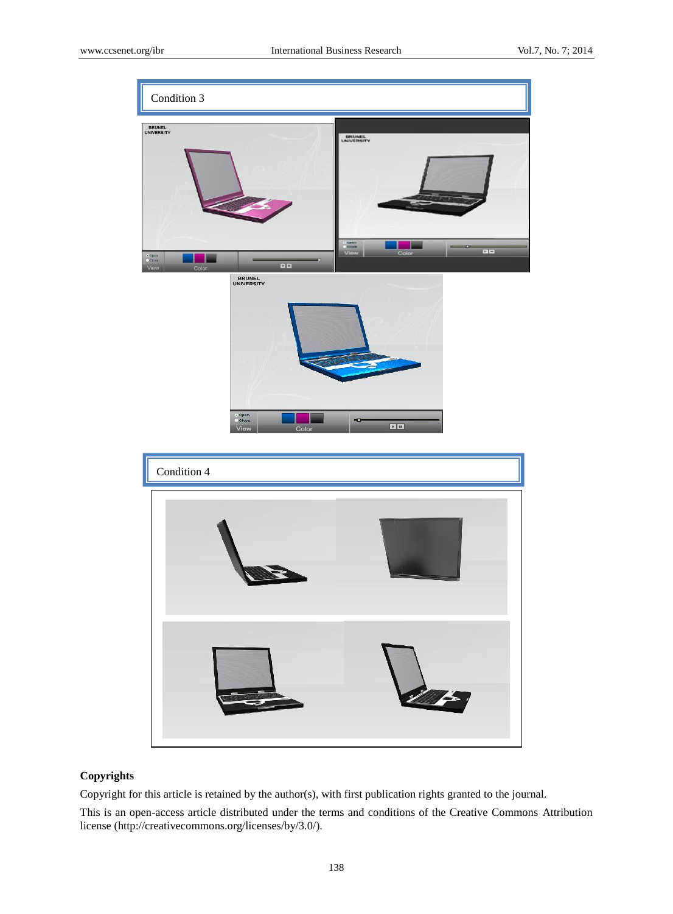Condition 3

Condition 4

## Copyrights

Copyright for this article is retained by the author(s), with first publication rights granted to the journal.

This is an open-access article distributed under the terms and conditions of the Creative Commons Attribution license (http://creativecommons.org/licenses/by/3.0/).